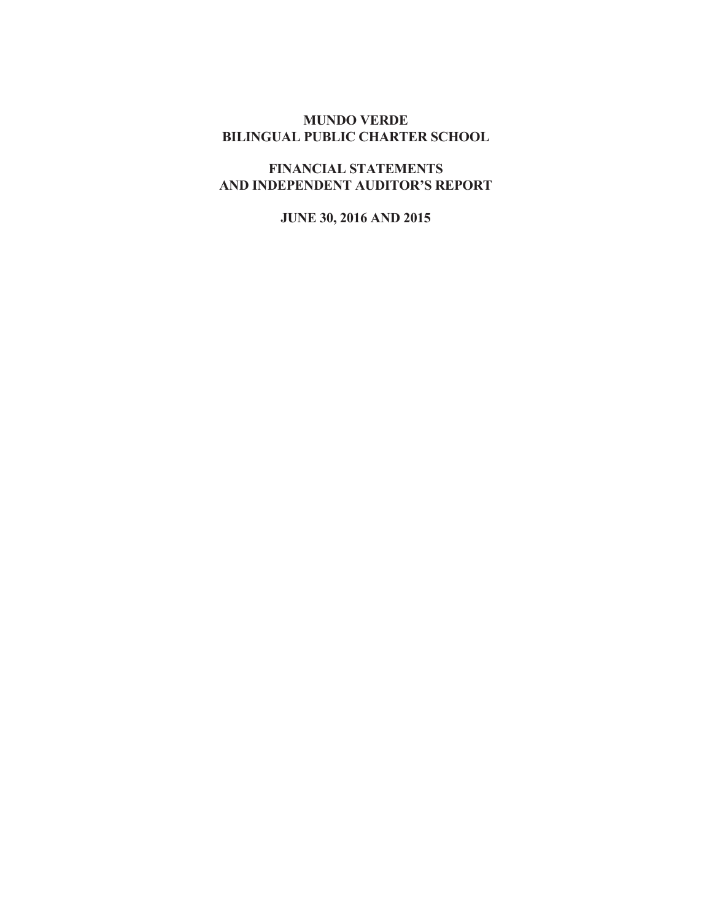# MUNDO VERDE
# BILINGUAL PUBLIC CHARTER SCHOOL

## FINANCIAL STATEMENTS
## AND INDEPENDENT AUDITOR'S REPORT

## JUNE 30, 2016 AND 2015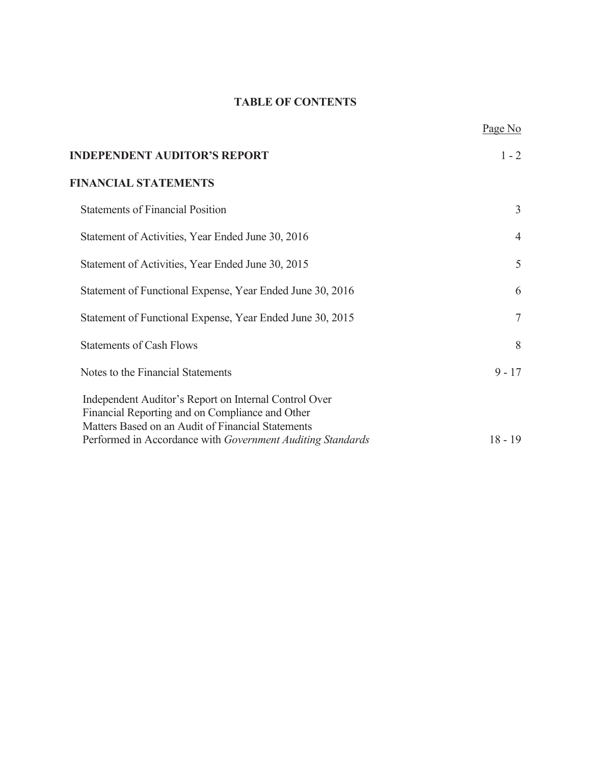# TABLE OF CONTENTS

| | Page No |
|---|---|
| **INDEPENDENT AUDITOR'S REPORT** | 1 - 2 |
| **FINANCIAL STATEMENTS** | |
| Statements of Financial Position | 3 |
| Statement of Activities, Year Ended June 30, 2016 | 4 |
| Statement of Activities, Year Ended June 30, 2015 | 5 |
| Statement of Functional Expense, Year Ended June 30, 2016 | 6 |
| Statement of Functional Expense, Year Ended June 30, 2015 | 7 |
| Statements of Cash Flows | 8 |
| Notes to the Financial Statements | 9 - 17 |
| Independent Auditor's Report on Internal Control Over Financial Reporting and on Compliance and Other Matters Based on an Audit of Financial Statements Performed in Accordance with *Government Auditing Standards* | 18 - 19 |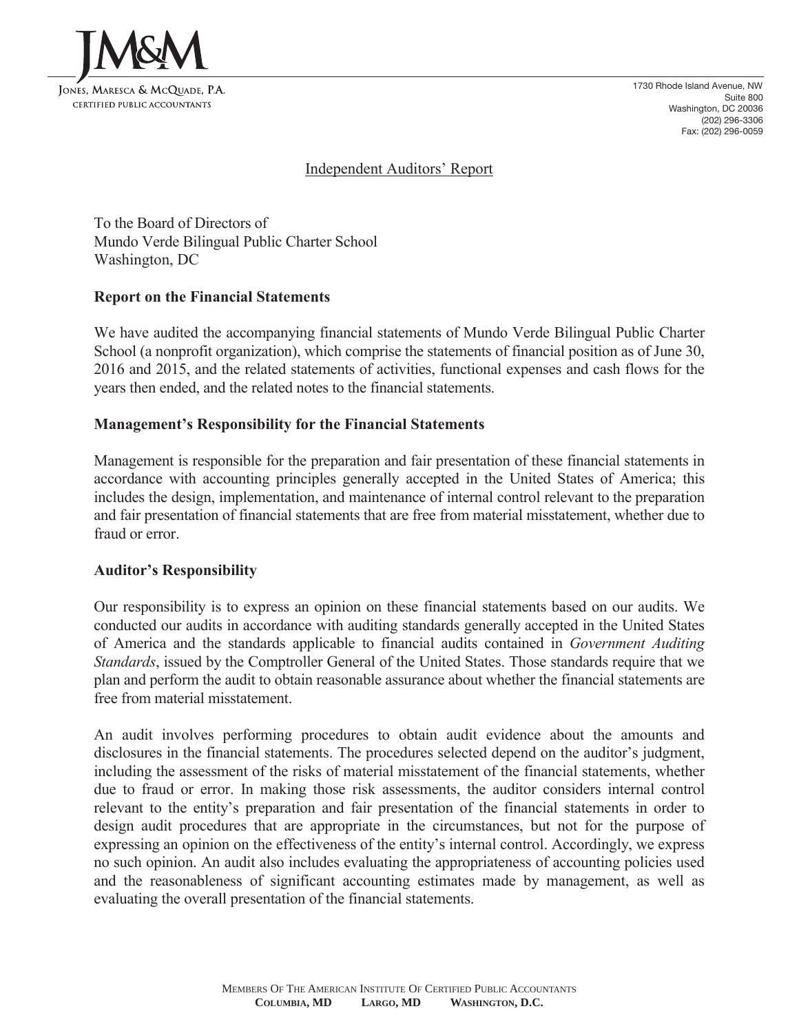JM&M

Jones, Maresca & McQuade, P.A.
Certified Public Accountants

1730 Rhode Island Avenue, NW
Suite 800
Washington, DC 20036
(202) 296-3306
Fax: (202) 296-0059

## Independent Auditors' Report

To the Board of Directors of
Mundo Verde Bilingual Public Charter School
Washington, DC

### Report on the Financial Statements

We have audited the accompanying financial statements of Mundo Verde Bilingual Public Charter School (a nonprofit organization), which comprise the statements of financial position as of June 30, 2016 and 2015, and the related statements of activities, functional expenses and cash flows for the years then ended, and the related notes to the financial statements.

### Management's Responsibility for the Financial Statements

Management is responsible for the preparation and fair presentation of these financial statements in accordance with accounting principles generally accepted in the United States of America; this includes the design, implementation, and maintenance of internal control relevant to the preparation and fair presentation of financial statements that are free from material misstatement, whether due to fraud or error.

### Auditor's Responsibility

Our responsibility is to express an opinion on these financial statements based on our audits. We conducted our audits in accordance with auditing standards generally accepted in the United States of America and the standards applicable to financial audits contained in *Government Auditing Standards*, issued by the Comptroller General of the United States. Those standards require that we plan and perform the audit to obtain reasonable assurance about whether the financial statements are free from material misstatement.

An audit involves performing procedures to obtain audit evidence about the amounts and disclosures in the financial statements. The procedures selected depend on the auditor's judgment, including the assessment of the risks of material misstatement of the financial statements, whether due to fraud or error. In making those risk assessments, the auditor considers internal control relevant to the entity's preparation and fair presentation of the financial statements in order to design audit procedures that are appropriate in the circumstances, but not for the purpose of expressing an opinion on the effectiveness of the entity's internal control. Accordingly, we express no such opinion. An audit also includes evaluating the appropriateness of accounting policies used and the reasonableness of significant accounting estimates made by management, as well as evaluating the overall presentation of the financial statements.

Members Of The American Institute Of Certified Public Accountants
**Columbia, MD Largo, MD Washington, D.C.**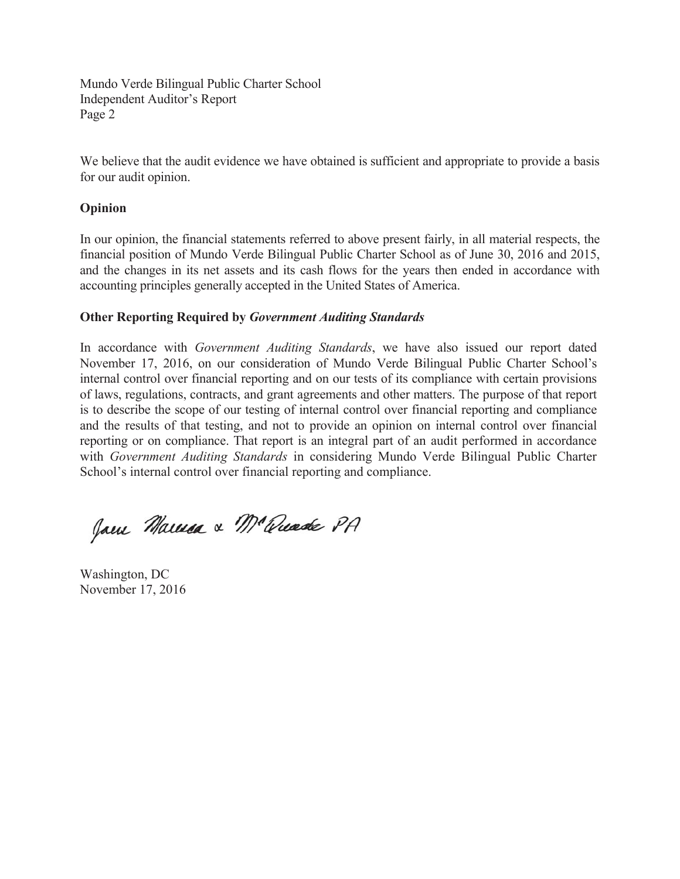We believe that the audit evidence we have obtained is sufficient and appropriate to provide a basis for our audit opinion.

**Opinion**

In our opinion, the financial statements referred to above present fairly, in all material respects, the financial position of Mundo Verde Bilingual Public Charter School as of June 30, 2016 and 2015, and the changes in its net assets and its cash flows for the years then ended in accordance with accounting principles generally accepted in the United States of America.

**Other Reporting Required by *Government Auditing Standards***

In accordance with *Government Auditing Standards*, we have also issued our report dated November 17, 2016, on our consideration of Mundo Verde Bilingual Public Charter School's internal control over financial reporting and on our tests of its compliance with certain provisions of laws, regulations, contracts, and grant agreements and other matters. The purpose of that report is to describe the scope of our testing of internal control over financial reporting and compliance and the results of that testing, and not to provide an opinion on internal control over financial reporting or on compliance. That report is an integral part of an audit performed in accordance with *Government Auditing Standards* in considering Mundo Verde Bilingual Public Charter School's internal control over financial reporting and compliance.

Jane Marcus & McQuade PA

Washington, DC
November 17, 2016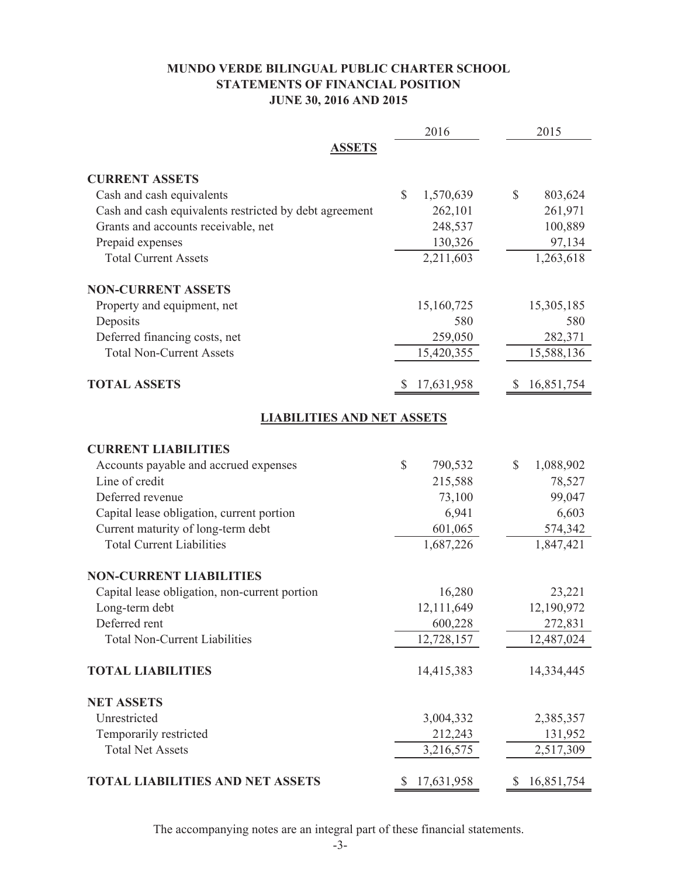# MUNDO VERDE BILINGUAL PUBLIC CHARTER SCHOOL
## STATEMENTS OF FINANCIAL POSITION
### JUNE 30, 2016 AND 2015

| | 2016 | 2015 |
|---|---|---|
| **ASSETS** | | |
| **CURRENT ASSETS** | | |
| Cash and cash equivalents | $ 1,570,639 | $ 803,624 |
| Cash and cash equivalents restricted by debt agreement | 262,101 | 261,971 |
| Grants and accounts receivable, net | 248,537 | 100,889 |
| Prepaid expenses | 130,326 | 97,134 |
| Total Current Assets | 2,211,603 | 1,263,618 |
| **NON-CURRENT ASSETS** | | |
| Property and equipment, net | 15,160,725 | 15,305,185 |
| Deposits | 580 | 580 |
| Deferred financing costs, net | 259,050 | 282,371 |
| Total Non-Current Assets | 15,420,355 | 15,588,136 |
| **TOTAL ASSETS** | $ 17,631,958 | $ 16,851,754 |
| **LIABILITIES AND NET ASSETS** | | |
| **CURRENT LIABILITIES** | | |
| Accounts payable and accrued expenses | $ 790,532 | $ 1,088,902 |
| Line of credit | 215,588 | 78,527 |
| Deferred revenue | 73,100 | 99,047 |
| Capital lease obligation, current portion | 6,941 | 6,603 |
| Current maturity of long-term debt | 601,065 | 574,342 |
| Total Current Liabilities | 1,687,226 | 1,847,421 |
| **NON-CURRENT LIABILITIES** | | |
| Capital lease obligation, non-current portion | 16,280 | 23,221 |
| Long-term debt | 12,111,649 | 12,190,972 |
| Deferred rent | 600,228 | 272,831 |
| Total Non-Current Liabilities | 12,728,157 | 12,487,024 |
| **TOTAL LIABILITIES** | 14,415,383 | 14,334,445 |
| **NET ASSETS** | | |
| Unrestricted | 3,004,332 | 2,385,357 |
| Temporarily restricted | 212,243 | 131,952 |
| Total Net Assets | 3,216,575 | 2,517,309 |
| **TOTAL LIABILITIES AND NET ASSETS** | $ 17,631,958 | $ 16,851,754 |

The accompanying notes are an integral part of these financial statements.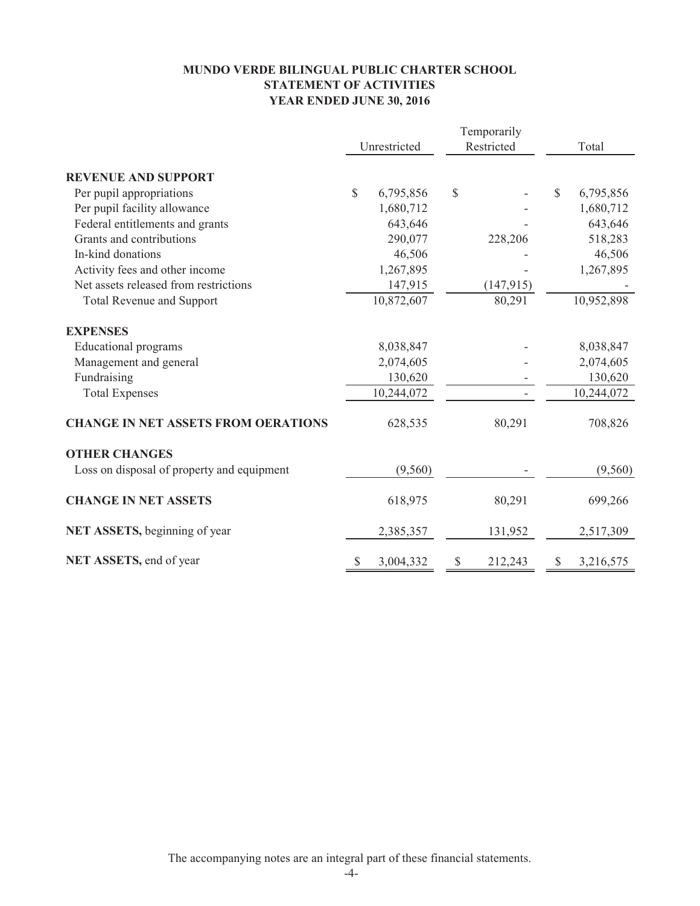# MUNDO VERDE BILINGUAL PUBLIC CHARTER SCHOOL
## STATEMENT OF ACTIVITIES
## YEAR ENDED JUNE 30, 2016

| | Unrestricted | Temporarily Restricted | Total |
|---|---|---|---|
| **REVENUE AND SUPPORT** | | | |
| Per pupil appropriations | $ 6,795,856 | $ - | $ 6,795,856 |
| Per pupil facility allowance | 1,680,712 | - | 1,680,712 |
| Federal entitlements and grants | 643,646 | - | 643,646 |
| Grants and contributions | 290,077 | 228,206 | 518,283 |
| In-kind donations | 46,506 | - | 46,506 |
| Activity fees and other income | 1,267,895 | - | 1,267,895 |
| Net assets released from restrictions | 147,915 | (147,915) | - |
| Total Revenue and Support | 10,872,607 | 80,291 | 10,952,898 |
| **EXPENSES** | | | |
| Educational programs | 8,038,847 | - | 8,038,847 |
| Management and general | 2,074,605 | - | 2,074,605 |
| Fundraising | 130,620 | - | 130,620 |
| Total Expenses | 10,244,072 | - | 10,244,072 |
| **CHANGE IN NET ASSETS FROM OERATIONS** | 628,535 | 80,291 | 708,826 |
| **OTHER CHANGES** | | | |
| Loss on disposal of property and equipment | (9,560) | - | (9,560) |
| **CHANGE IN NET ASSETS** | 618,975 | 80,291 | 699,266 |
| **NET ASSETS,** beginning of year | 2,385,357 | 131,952 | 2,517,309 |
| **NET ASSETS,** end of year | $ 3,004,332 | $ 212,243 | $ 3,216,575 |

The accompanying notes are an integral part of these financial statements.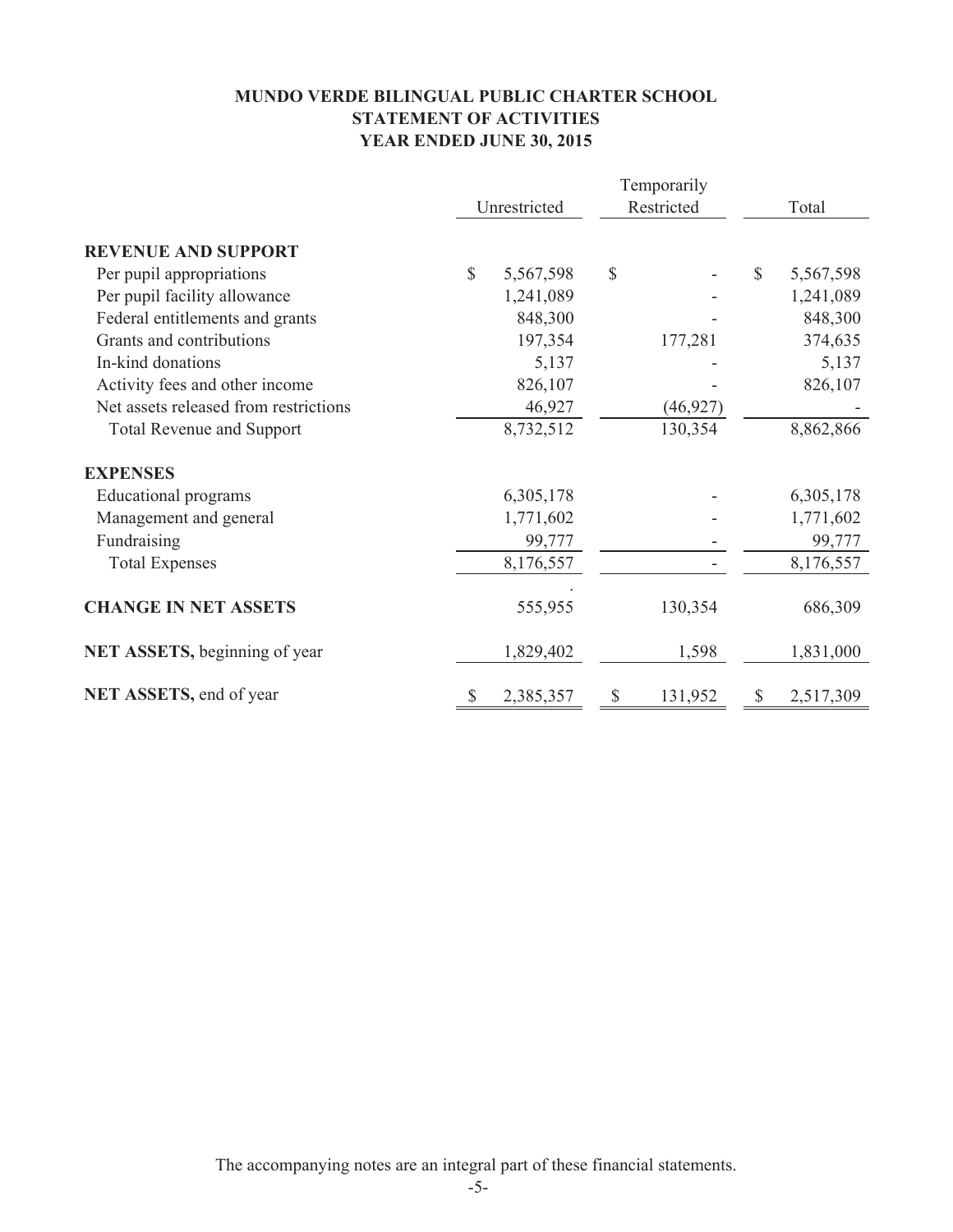# MUNDO VERDE BILINGUAL PUBLIC CHARTER SCHOOL
## STATEMENT OF ACTIVITIES
## YEAR ENDED JUNE 30, 2015

| | Unrestricted | Temporarily Restricted | Total |
|---|---|---|---|
| **REVENUE AND SUPPORT** | | | |
| Per pupil appropriations | $ 5,567,598 | $ - | $ 5,567,598 |
| Per pupil facility allowance | 1,241,089 | - | 1,241,089 |
| Federal entitlements and grants | 848,300 | - | 848,300 |
| Grants and contributions | 197,354 | 177,281 | 374,635 |
| In-kind donations | 5,137 | - | 5,137 |
| Activity fees and other income | 826,107 | - | 826,107 |
| Net assets released from restrictions | 46,927 | (46,927) | - |
| Total Revenue and Support | 8,732,512 | 130,354 | 8,862,866 |
| **EXPENSES** | | | |
| Educational programs | 6,305,178 | - | 6,305,178 |
| Management and general | 1,771,602 | - | 1,771,602 |
| Fundraising | 99,777 | - | 99,777 |
| Total Expenses | 8,176,557 | - | 8,176,557 |
| **CHANGE IN NET ASSETS** | 555,955 | 130,354 | 686,309 |
| **NET ASSETS,** beginning of year | 1,829,402 | 1,598 | 1,831,000 |
| **NET ASSETS,** end of year | $ 2,385,357 | $ 131,952 | $ 2,517,309 |

The accompanying notes are an integral part of these financial statements.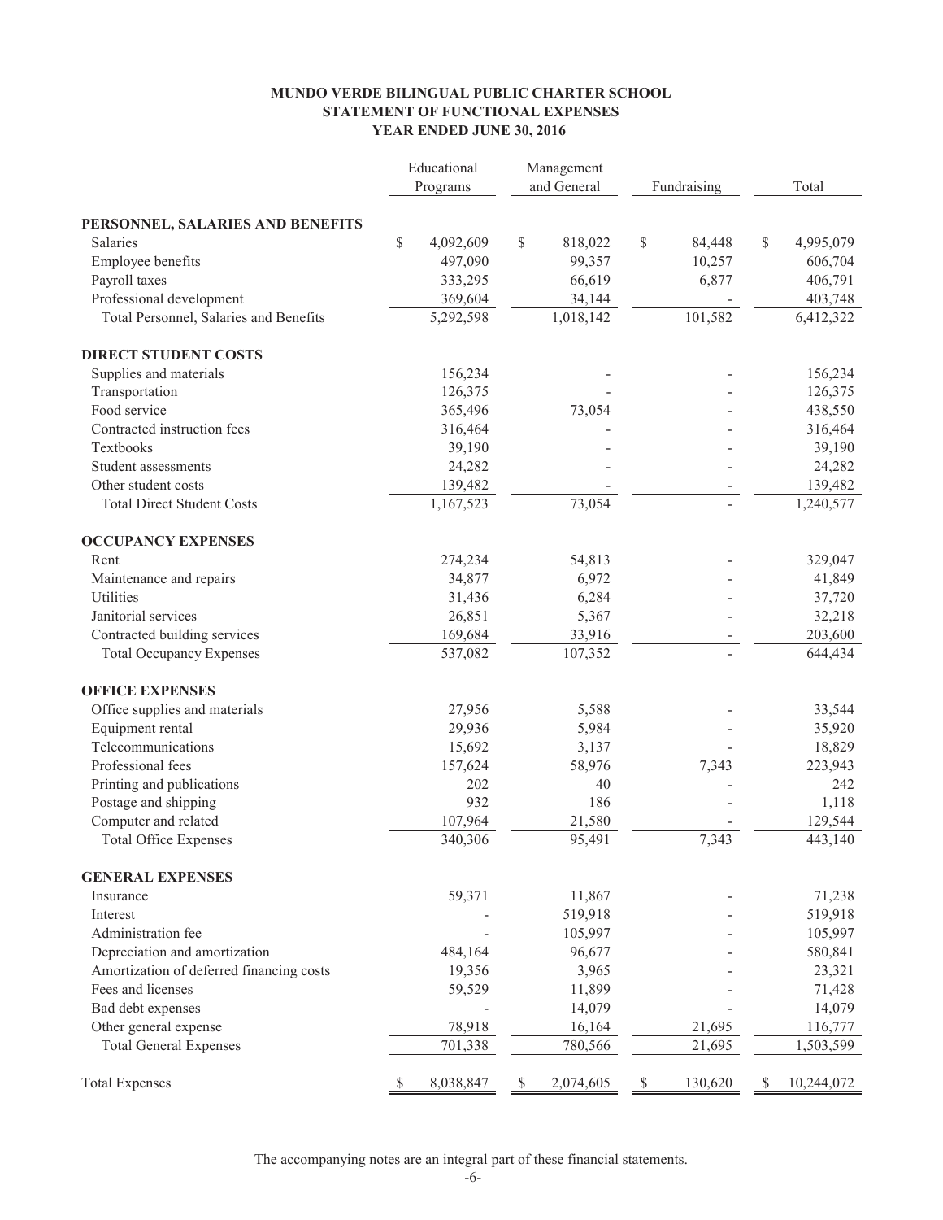**MUNDO VERDE BILINGUAL PUBLIC CHARTER SCHOOL**
**STATEMENT OF FUNCTIONAL EXPENSES**
**YEAR ENDED JUNE 30, 2016**

| | Educational Programs | Management and General | Fundraising | Total |
|---|---|---|---|---|
| **PERSONNEL, SALARIES AND BENEFITS** | | | | |
| Salaries | $ 4,092,609 | $ 818,022 | $ 84,448 | $ 4,995,079 |
| Employee benefits | 497,090 | 99,357 | 10,257 | 606,704 |
| Payroll taxes | 333,295 | 66,619 | 6,877 | 406,791 |
| Professional development | 369,604 | 34,144 | - | 403,748 |
| Total Personnel, Salaries and Benefits | 5,292,598 | 1,018,142 | 101,582 | 6,412,322 |
| **DIRECT STUDENT COSTS** | | | | |
| Supplies and materials | 156,234 | - | - | 156,234 |
| Transportation | 126,375 | - | - | 126,375 |
| Food service | 365,496 | 73,054 | - | 438,550 |
| Contracted instruction fees | 316,464 | - | - | 316,464 |
| Textbooks | 39,190 | - | - | 39,190 |
| Student assessments | 24,282 | - | - | 24,282 |
| Other student costs | 139,482 | - | - | 139,482 |
| Total Direct Student Costs | 1,167,523 | 73,054 | - | 1,240,577 |
| **OCCUPANCY EXPENSES** | | | | |
| Rent | 274,234 | 54,813 | - | 329,047 |
| Maintenance and repairs | 34,877 | 6,972 | - | 41,849 |
| Utilities | 31,436 | 6,284 | - | 37,720 |
| Janitorial services | 26,851 | 5,367 | - | 32,218 |
| Contracted building services | 169,684 | 33,916 | - | 203,600 |
| Total Occupancy Expenses | 537,082 | 107,352 | - | 644,434 |
| **OFFICE EXPENSES** | | | | |
| Office supplies and materials | 27,956 | 5,588 | - | 33,544 |
| Equipment rental | 29,936 | 5,984 | - | 35,920 |
| Telecommunications | 15,692 | 3,137 | - | 18,829 |
| Professional fees | 157,624 | 58,976 | 7,343 | 223,943 |
| Printing and publications | 202 | 40 | - | 242 |
| Postage and shipping | 932 | 186 | - | 1,118 |
| Computer and related | 107,964 | 21,580 | - | 129,544 |
| Total Office Expenses | 340,306 | 95,491 | 7,343 | 443,140 |
| **GENERAL EXPENSES** | | | | |
| Insurance | 59,371 | 11,867 | - | 71,238 |
| Interest | - | 519,918 | - | 519,918 |
| Administration fee | - | 105,997 | - | 105,997 |
| Depreciation and amortization | 484,164 | 96,677 | - | 580,841 |
| Amortization of deferred financing costs | 19,356 | 3,965 | - | 23,321 |
| Fees and licenses | 59,529 | 11,899 | - | 71,428 |
| Bad debt expenses | - | 14,079 | - | 14,079 |
| Other general expense | 78,918 | 16,164 | 21,695 | 116,777 |
| Total General Expenses | 701,338 | 780,566 | 21,695 | 1,503,599 |
| Total Expenses | $ 8,038,847 | $ 2,074,605 | $ 130,620 | $ 10,244,072 |

The accompanying notes are an integral part of these financial statements.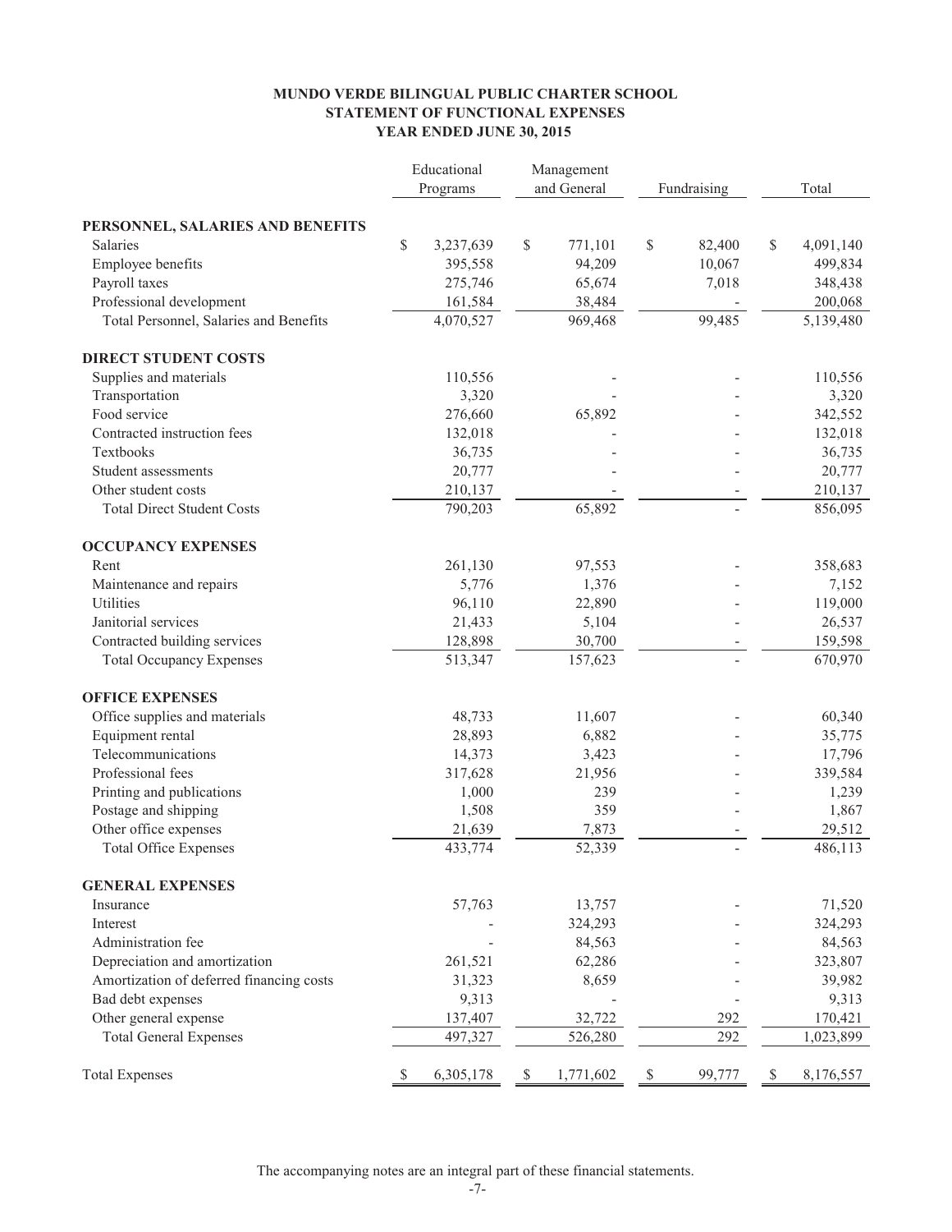# MUNDO VERDE BILINGUAL PUBLIC CHARTER SCHOOL
## STATEMENT OF FUNCTIONAL EXPENSES
### YEAR ENDED JUNE 30, 2015

| | Educational Programs | Management and General | Fundraising | Total |
|---|---|---|---|---|
| **PERSONNEL, SALARIES AND BENEFITS** | | | | |
| Salaries | $ 3,237,639 | $ 771,101 | $ 82,400 | $ 4,091,140 |
| Employee benefits | 395,558 | 94,209 | 10,067 | 499,834 |
| Payroll taxes | 275,746 | 65,674 | 7,018 | 348,438 |
| Professional development | 161,584 | 38,484 | - | 200,068 |
| Total Personnel, Salaries and Benefits | 4,070,527 | 969,468 | 99,485 | 5,139,480 |
| **DIRECT STUDENT COSTS** | | | | |
| Supplies and materials | 110,556 | - | - | 110,556 |
| Transportation | 3,320 | - | - | 3,320 |
| Food service | 276,660 | 65,892 | - | 342,552 |
| Contracted instruction fees | 132,018 | - | - | 132,018 |
| Textbooks | 36,735 | - | - | 36,735 |
| Student assessments | 20,777 | - | - | 20,777 |
| Other student costs | 210,137 | - | - | 210,137 |
| Total Direct Student Costs | 790,203 | 65,892 | - | 856,095 |
| **OCCUPANCY EXPENSES** | | | | |
| Rent | 261,130 | 97,553 | - | 358,683 |
| Maintenance and repairs | 5,776 | 1,376 | - | 7,152 |
| Utilities | 96,110 | 22,890 | - | 119,000 |
| Janitorial services | 21,433 | 5,104 | - | 26,537 |
| Contracted building services | 128,898 | 30,700 | - | 159,598 |
| Total Occupancy Expenses | 513,347 | 157,623 | - | 670,970 |
| **OFFICE EXPENSES** | | | | |
| Office supplies and materials | 48,733 | 11,607 | - | 60,340 |
| Equipment rental | 28,893 | 6,882 | - | 35,775 |
| Telecommunications | 14,373 | 3,423 | - | 17,796 |
| Professional fees | 317,628 | 21,956 | - | 339,584 |
| Printing and publications | 1,000 | 239 | - | 1,239 |
| Postage and shipping | 1,508 | 359 | - | 1,867 |
| Other office expenses | 21,639 | 7,873 | - | 29,512 |
| Total Office Expenses | 433,774 | 52,339 | - | 486,113 |
| **GENERAL EXPENSES** | | | | |
| Insurance | 57,763 | 13,757 | - | 71,520 |
| Interest | - | 324,293 | - | 324,293 |
| Administration fee | - | 84,563 | - | 84,563 |
| Depreciation and amortization | 261,521 | 62,286 | - | 323,807 |
| Amortization of deferred financing costs | 31,323 | 8,659 | - | 39,982 |
| Bad debt expenses | 9,313 | - | - | 9,313 |
| Other general expense | 137,407 | 32,722 | 292 | 170,421 |
| Total General Expenses | 497,327 | 526,280 | 292 | 1,023,899 |
| Total Expenses | $ 6,305,178 | $ 1,771,602 | $ 99,777 | $ 8,176,557 |

The accompanying notes are an integral part of these financial statements.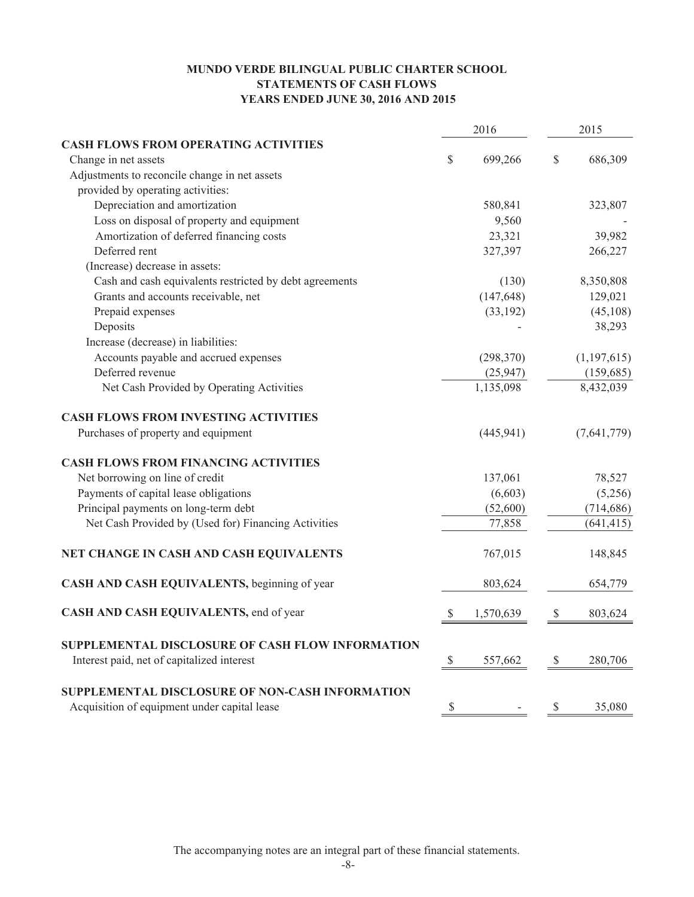# MUNDO VERDE BILINGUAL PUBLIC CHARTER SCHOOL
## STATEMENTS OF CASH FLOWS
### YEARS ENDED JUNE 30, 2016 AND 2015

| | 2016 | 2015 |
|---|---|---|
| **CASH FLOWS FROM OPERATING ACTIVITIES** | | |
| Change in net assets | $ 699,266 | $ 686,309 |
| Adjustments to reconcile change in net assets provided by operating activities: | | |
| Depreciation and amortization | 580,841 | 323,807 |
| Loss on disposal of property and equipment | 9,560 | - |
| Amortization of deferred financing costs | 23,321 | 39,982 |
| Deferred rent | 327,397 | 266,227 |
| (Increase) decrease in assets: | | |
| Cash and cash equivalents restricted by debt agreements | (130) | 8,350,808 |
| Grants and accounts receivable, net | (147,648) | 129,021 |
| Prepaid expenses | (33,192) | (45,108) |
| Deposits | - | 38,293 |
| Increase (decrease) in liabilities: | | |
| Accounts payable and accrued expenses | (298,370) | (1,197,615) |
| Deferred revenue | (25,947) | (159,685) |
| Net Cash Provided by Operating Activities | 1,135,098 | 8,432,039 |
| **CASH FLOWS FROM INVESTING ACTIVITIES** | | |
| Purchases of property and equipment | (445,941) | (7,641,779) |
| **CASH FLOWS FROM FINANCING ACTIVITIES** | | |
| Net borrowing on line of credit | 137,061 | 78,527 |
| Payments of capital lease obligations | (6,603) | (5,256) |
| Principal payments on long-term debt | (52,600) | (714,686) |
| Net Cash Provided by (Used for) Financing Activities | 77,858 | (641,415) |
| **NET CHANGE IN CASH AND CASH EQUIVALENTS** | 767,015 | 148,845 |
| **CASH AND CASH EQUIVALENTS,** beginning of year | 803,624 | 654,779 |
| **CASH AND CASH EQUIVALENTS,** end of year | $ 1,570,639 | $ 803,624 |
| **SUPPLEMENTAL DISCLOSURE OF CASH FLOW INFORMATION** | | |
| Interest paid, net of capitalized interest | $ 557,662 | $ 280,706 |
| **SUPPLEMENTAL DISCLOSURE OF NON-CASH INFORMATION** | | |
| Acquisition of equipment under capital lease | $ - | $ 35,080 |

The accompanying notes are an integral part of these financial statements.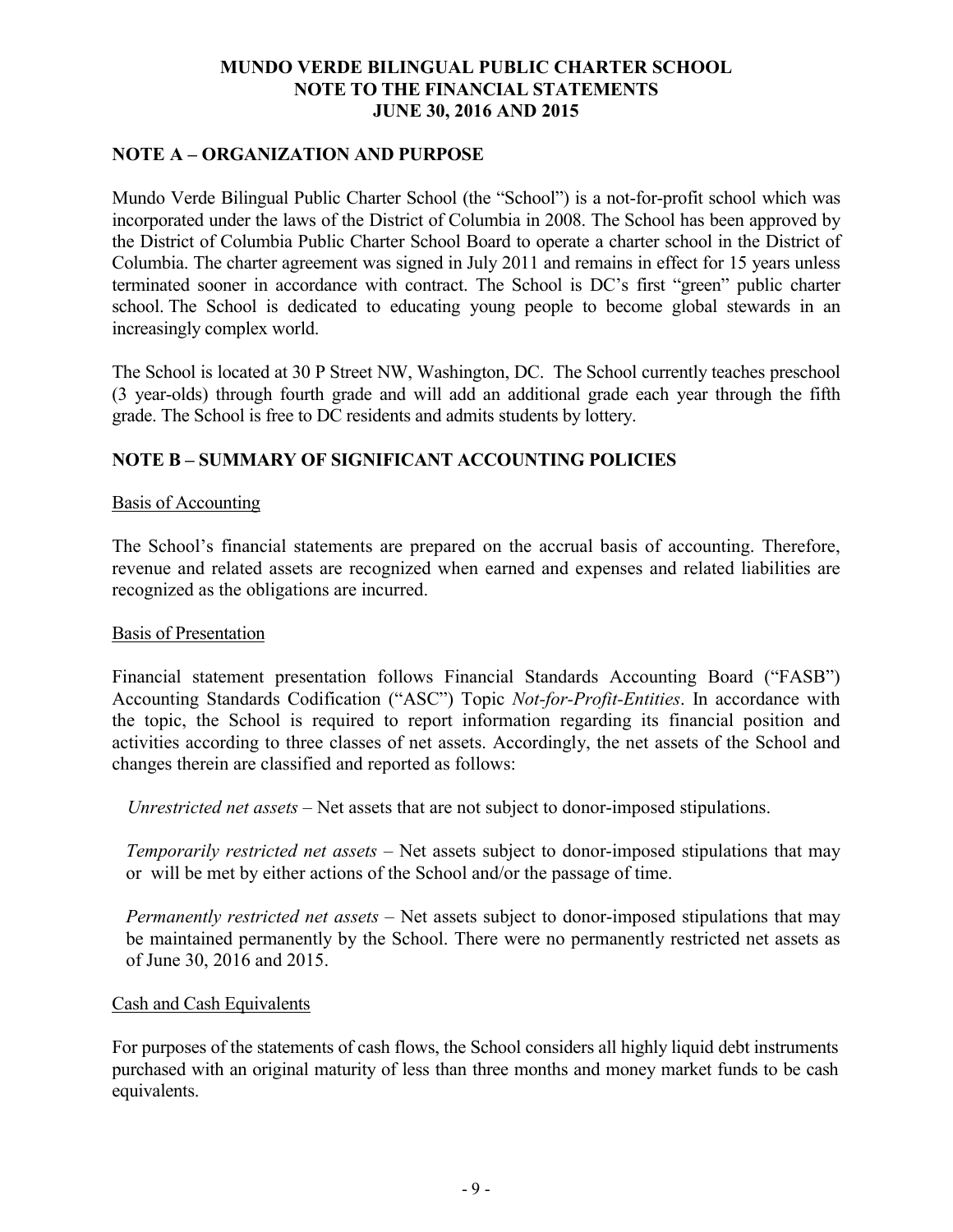# MUNDO VERDE BILINGUAL PUBLIC CHARTER SCHOOL
# NOTE TO THE FINANCIAL STATEMENTS
# JUNE 30, 2016 AND 2015

## NOTE A – ORGANIZATION AND PURPOSE

Mundo Verde Bilingual Public Charter School (the "School") is a not-for-profit school which was incorporated under the laws of the District of Columbia in 2008. The School has been approved by the District of Columbia Public Charter School Board to operate a charter school in the District of Columbia. The charter agreement was signed in July 2011 and remains in effect for 15 years unless terminated sooner in accordance with contract. The School is DC's first "green" public charter school. The School is dedicated to educating young people to become global stewards in an increasingly complex world.

The School is located at 30 P Street NW, Washington, DC. The School currently teaches preschool (3 year-olds) through fourth grade and will add an additional grade each year through the fifth grade. The School is free to DC residents and admits students by lottery.

## NOTE B – SUMMARY OF SIGNIFICANT ACCOUNTING POLICIES

Basis of Accounting

The School's financial statements are prepared on the accrual basis of accounting. Therefore, revenue and related assets are recognized when earned and expenses and related liabilities are recognized as the obligations are incurred.

Basis of Presentation

Financial statement presentation follows Financial Standards Accounting Board ("FASB") Accounting Standards Codification ("ASC") Topic *Not-for-Profit-Entities*. In accordance with the topic, the School is required to report information regarding its financial position and activities according to three classes of net assets. Accordingly, the net assets of the School and changes therein are classified and reported as follows:

*Unrestricted net assets* – Net assets that are not subject to donor-imposed stipulations.

*Temporarily restricted net assets* – Net assets subject to donor-imposed stipulations that may or will be met by either actions of the School and/or the passage of time.

*Permanently restricted net assets* – Net assets subject to donor-imposed stipulations that may be maintained permanently by the School. There were no permanently restricted net assets as of June 30, 2016 and 2015.

Cash and Cash Equivalents

For purposes of the statements of cash flows, the School considers all highly liquid debt instruments purchased with an original maturity of less than three months and money market funds to be cash equivalents.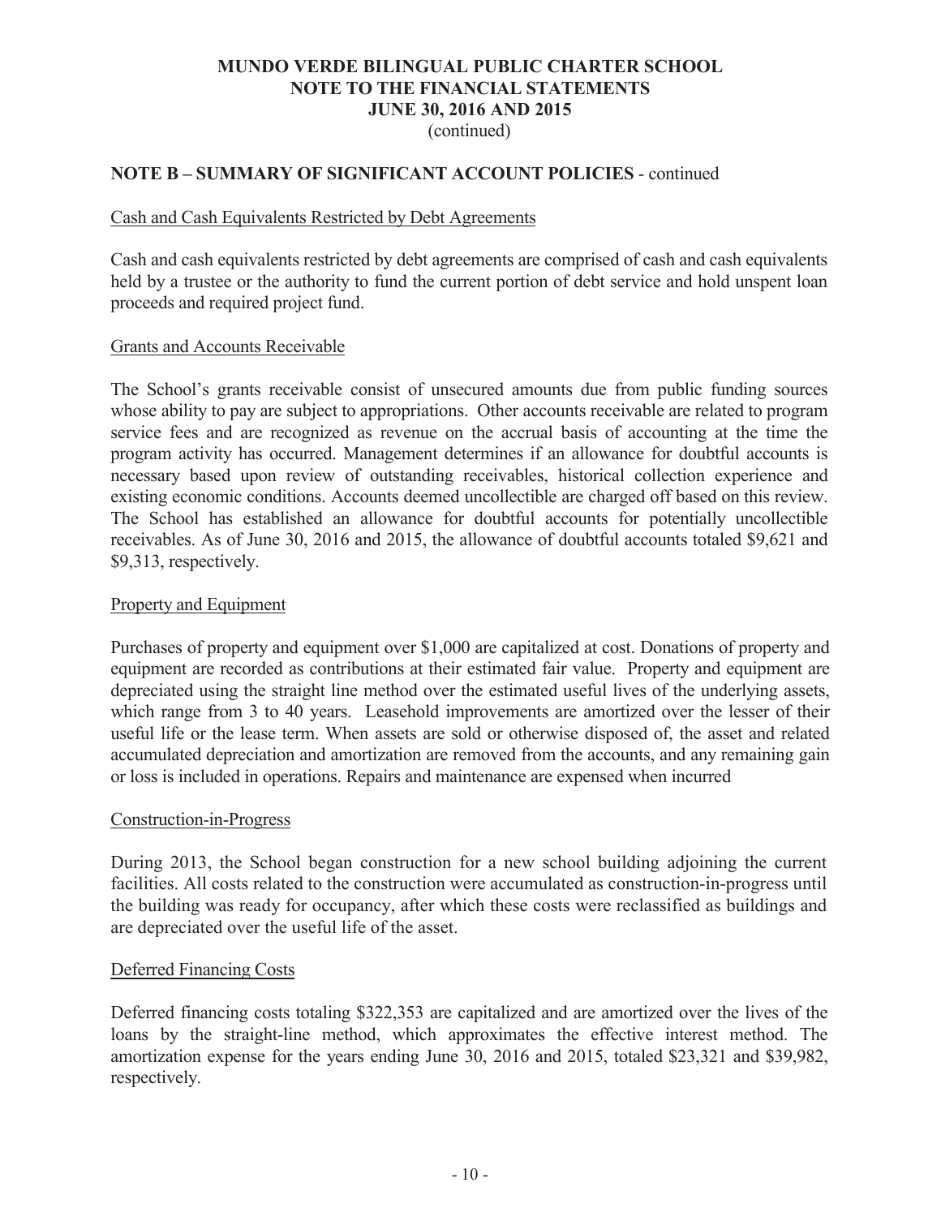# MUNDO VERDE BILINGUAL PUBLIC CHARTER SCHOOL
## NOTE TO THE FINANCIAL STATEMENTS
## JUNE 30, 2016 AND 2015
(continued)

## NOTE B – SUMMARY OF SIGNIFICANT ACCOUNT POLICIES - continued

Cash and Cash Equivalents Restricted by Debt Agreements

Cash and cash equivalents restricted by debt agreements are comprised of cash and cash equivalents held by a trustee or the authority to fund the current portion of debt service and hold unspent loan proceeds and required project fund.

Grants and Accounts Receivable

The School's grants receivable consist of unsecured amounts due from public funding sources whose ability to pay are subject to appropriations. Other accounts receivable are related to program service fees and are recognized as revenue on the accrual basis of accounting at the time the program activity has occurred. Management determines if an allowance for doubtful accounts is necessary based upon review of outstanding receivables, historical collection experience and existing economic conditions. Accounts deemed uncollectible are charged off based on this review. The School has established an allowance for doubtful accounts for potentially uncollectible receivables. As of June 30, 2016 and 2015, the allowance of doubtful accounts totaled $9,621 and $9,313, respectively.

Property and Equipment

Purchases of property and equipment over $1,000 are capitalized at cost. Donations of property and equipment are recorded as contributions at their estimated fair value. Property and equipment are depreciated using the straight line method over the estimated useful lives of the underlying assets, which range from 3 to 40 years. Leasehold improvements are amortized over the lesser of their useful life or the lease term. When assets are sold or otherwise disposed of, the asset and related accumulated depreciation and amortization are removed from the accounts, and any remaining gain or loss is included in operations. Repairs and maintenance are expensed when incurred

Construction-in-Progress

During 2013, the School began construction for a new school building adjoining the current facilities. All costs related to the construction were accumulated as construction-in-progress until the building was ready for occupancy, after which these costs were reclassified as buildings and are depreciated over the useful life of the asset.

Deferred Financing Costs

Deferred financing costs totaling $322,353 are capitalized and are amortized over the lives of the loans by the straight-line method, which approximates the effective interest method. The amortization expense for the years ending June 30, 2016 and 2015, totaled $23,321 and $39,982, respectively.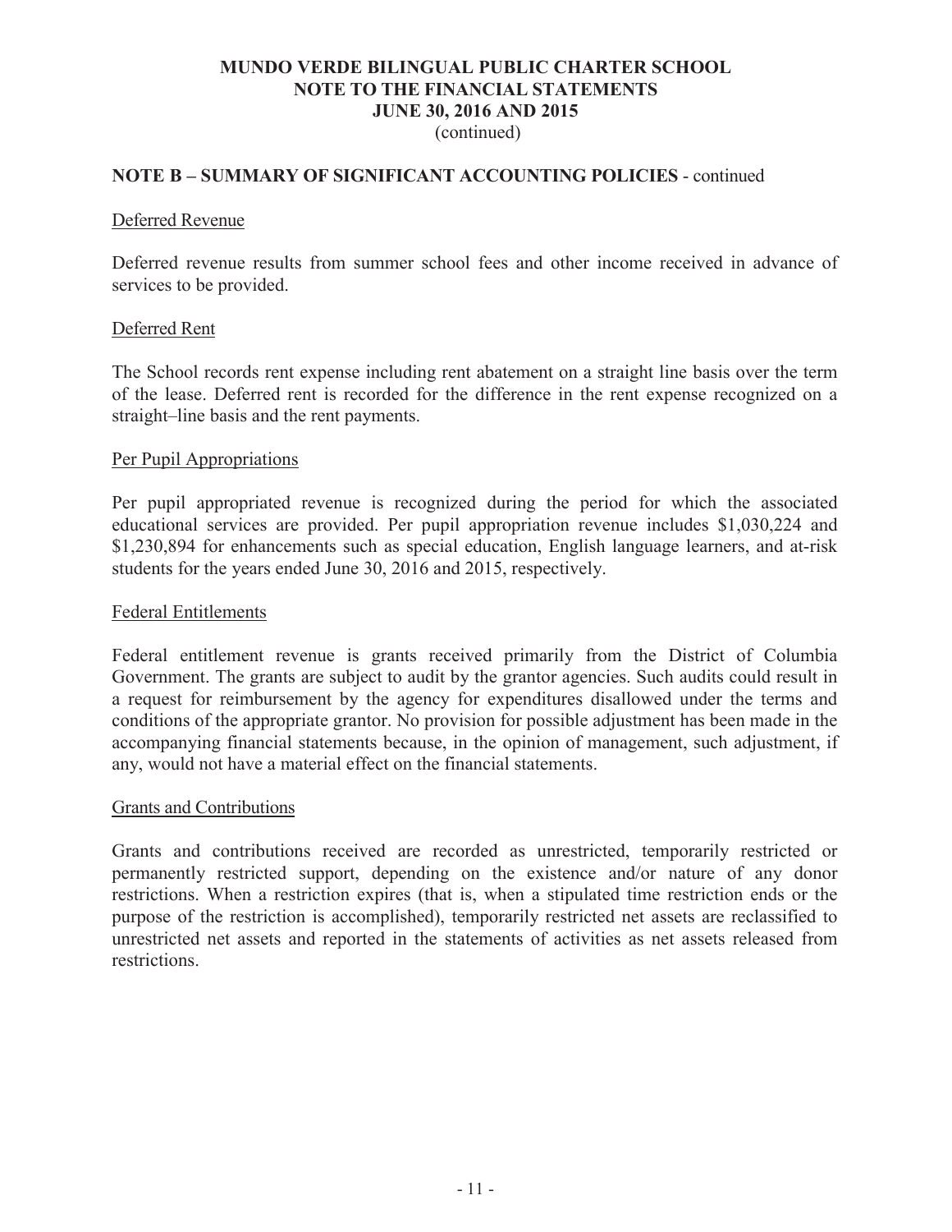# MUNDO VERDE BILINGUAL PUBLIC CHARTER SCHOOL
# NOTE TO THE FINANCIAL STATEMENTS
# JUNE 30, 2016 AND 2015
(continued)

## NOTE B – SUMMARY OF SIGNIFICANT ACCOUNTING POLICIES - continued

### Deferred Revenue

Deferred revenue results from summer school fees and other income received in advance of services to be provided.

### Deferred Rent

The School records rent expense including rent abatement on a straight line basis over the term of the lease. Deferred rent is recorded for the difference in the rent expense recognized on a straight–line basis and the rent payments.

### Per Pupil Appropriations

Per pupil appropriated revenue is recognized during the period for which the associated educational services are provided. Per pupil appropriation revenue includes $1,030,224 and $1,230,894 for enhancements such as special education, English language learners, and at-risk students for the years ended June 30, 2016 and 2015, respectively.

### Federal Entitlements

Federal entitlement revenue is grants received primarily from the District of Columbia Government. The grants are subject to audit by the grantor agencies. Such audits could result in a request for reimbursement by the agency for expenditures disallowed under the terms and conditions of the appropriate grantor. No provision for possible adjustment has been made in the accompanying financial statements because, in the opinion of management, such adjustment, if any, would not have a material effect on the financial statements.

### Grants and Contributions

Grants and contributions received are recorded as unrestricted, temporarily restricted or permanently restricted support, depending on the existence and/or nature of any donor restrictions. When a restriction expires (that is, when a stipulated time restriction ends or the purpose of the restriction is accomplished), temporarily restricted net assets are reclassified to unrestricted net assets and reported in the statements of activities as net assets released from restrictions.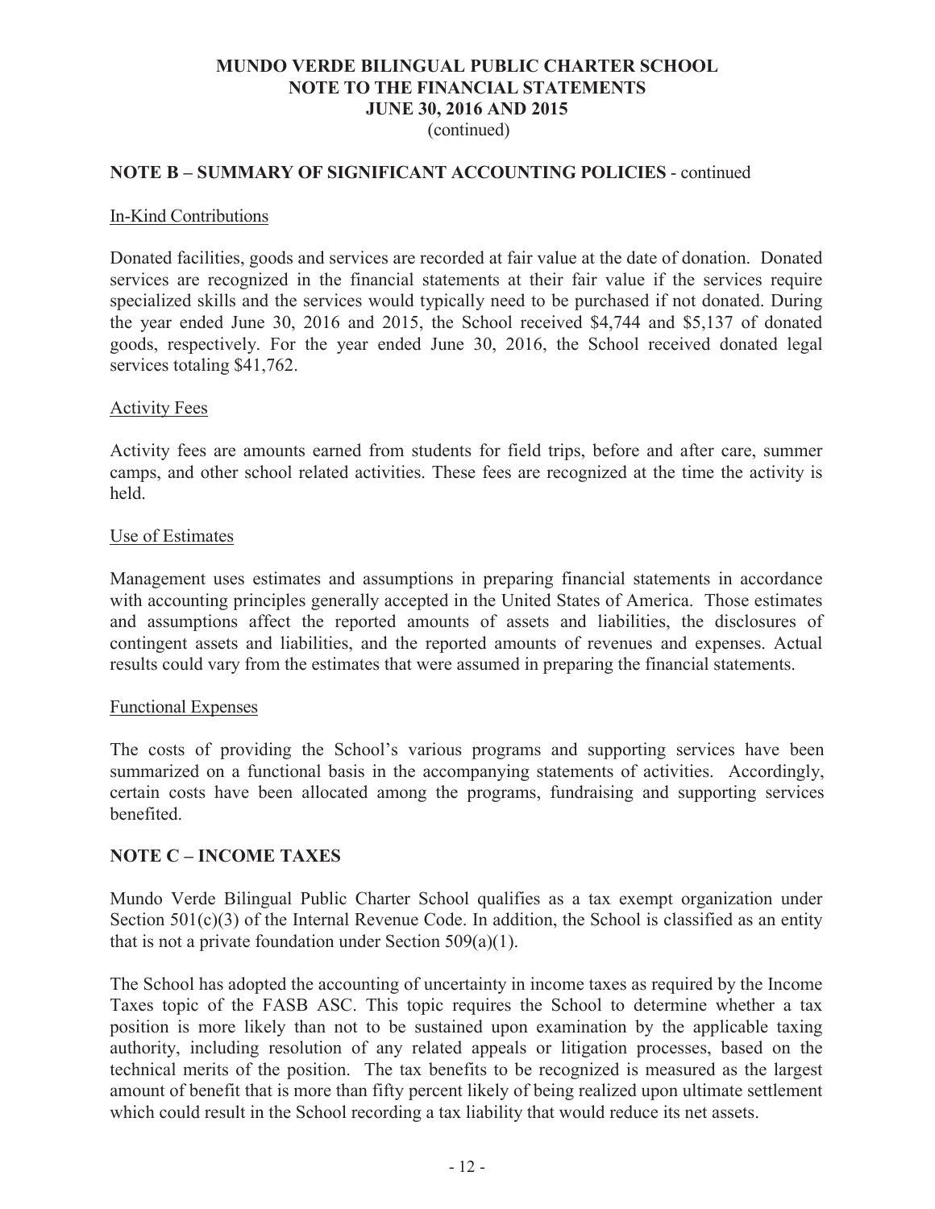# MUNDO VERDE BILINGUAL PUBLIC CHARTER SCHOOL
# NOTE TO THE FINANCIAL STATEMENTS
# JUNE 30, 2016 AND 2015
(continued)

## NOTE B – SUMMARY OF SIGNIFICANT ACCOUNTING POLICIES - continued

### In-Kind Contributions

Donated facilities, goods and services are recorded at fair value at the date of donation. Donated services are recognized in the financial statements at their fair value if the services require specialized skills and the services would typically need to be purchased if not donated. During the year ended June 30, 2016 and 2015, the School received $4,744 and $5,137 of donated goods, respectively. For the year ended June 30, 2016, the School received donated legal services totaling $41,762.

### Activity Fees

Activity fees are amounts earned from students for field trips, before and after care, summer camps, and other school related activities. These fees are recognized at the time the activity is held.

### Use of Estimates

Management uses estimates and assumptions in preparing financial statements in accordance with accounting principles generally accepted in the United States of America. Those estimates and assumptions affect the reported amounts of assets and liabilities, the disclosures of contingent assets and liabilities, and the reported amounts of revenues and expenses. Actual results could vary from the estimates that were assumed in preparing the financial statements.

### Functional Expenses

The costs of providing the School's various programs and supporting services have been summarized on a functional basis in the accompanying statements of activities. Accordingly, certain costs have been allocated among the programs, fundraising and supporting services benefited.

## NOTE C – INCOME TAXES

Mundo Verde Bilingual Public Charter School qualifies as a tax exempt organization under Section 501(c)(3) of the Internal Revenue Code. In addition, the School is classified as an entity that is not a private foundation under Section 509(a)(1).

The School has adopted the accounting of uncertainty in income taxes as required by the Income Taxes topic of the FASB ASC. This topic requires the School to determine whether a tax position is more likely than not to be sustained upon examination by the applicable taxing authority, including resolution of any related appeals or litigation processes, based on the technical merits of the position. The tax benefits to be recognized is measured as the largest amount of benefit that is more than fifty percent likely of being realized upon ultimate settlement which could result in the School recording a tax liability that would reduce its net assets.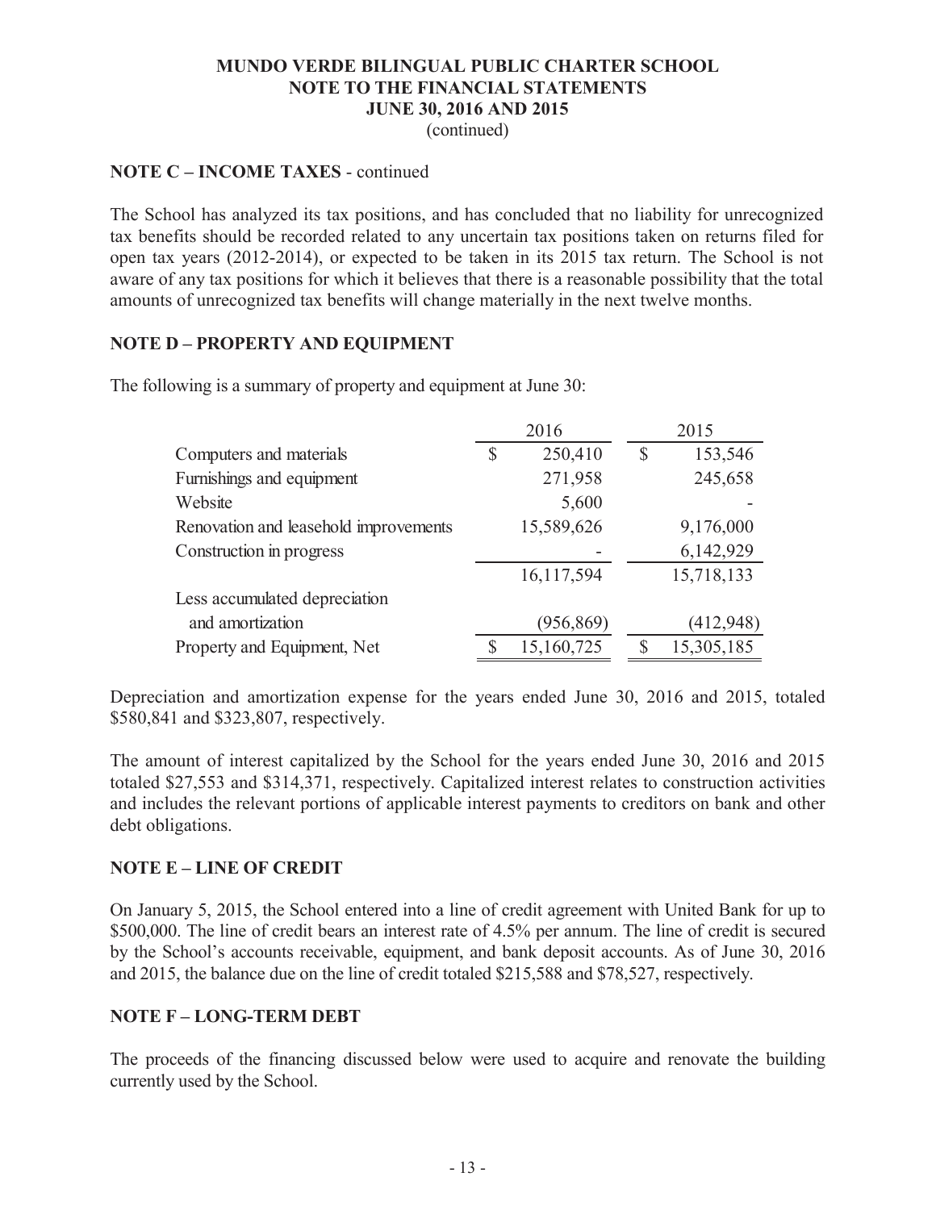## NOTE C – INCOME TAXES - continued

The School has analyzed its tax positions, and has concluded that no liability for unrecognized tax benefits should be recorded related to any uncertain tax positions taken on returns filed for open tax years (2012-2014), or expected to be taken in its 2015 tax return. The School is not aware of any tax positions for which it believes that there is a reasonable possibility that the total amounts of unrecognized tax benefits will change materially in the next twelve months.

## NOTE D – PROPERTY AND EQUIPMENT

The following is a summary of property and equipment at June 30:

| | 2016 | 2015 |
|---|---|---|
| Computers and materials | $ 250,410 | $ 153,546 |
| Furnishings and equipment | 271,958 | 245,658 |
| Website | 5,600 | - |
| Renovation and leasehold improvements | 15,589,626 | 9,176,000 |
| Construction in progress | - | 6,142,929 |
| | 16,117,594 | 15,718,133 |
| Less accumulated depreciation and amortization | (956,869) | (412,948) |
| Property and Equipment, Net | $ 15,160,725 | $ 15,305,185 |

Depreciation and amortization expense for the years ended June 30, 2016 and 2015, totaled $580,841 and $323,807, respectively.

The amount of interest capitalized by the School for the years ended June 30, 2016 and 2015 totaled $27,553 and $314,371, respectively. Capitalized interest relates to construction activities and includes the relevant portions of applicable interest payments to creditors on bank and other debt obligations.

## NOTE E – LINE OF CREDIT

On January 5, 2015, the School entered into a line of credit agreement with United Bank for up to $500,000. The line of credit bears an interest rate of 4.5% per annum. The line of credit is secured by the School's accounts receivable, equipment, and bank deposit accounts. As of June 30, 2016 and 2015, the balance due on the line of credit totaled $215,588 and $78,527, respectively.

## NOTE F – LONG-TERM DEBT

The proceeds of the financing discussed below were used to acquire and renovate the building currently used by the School.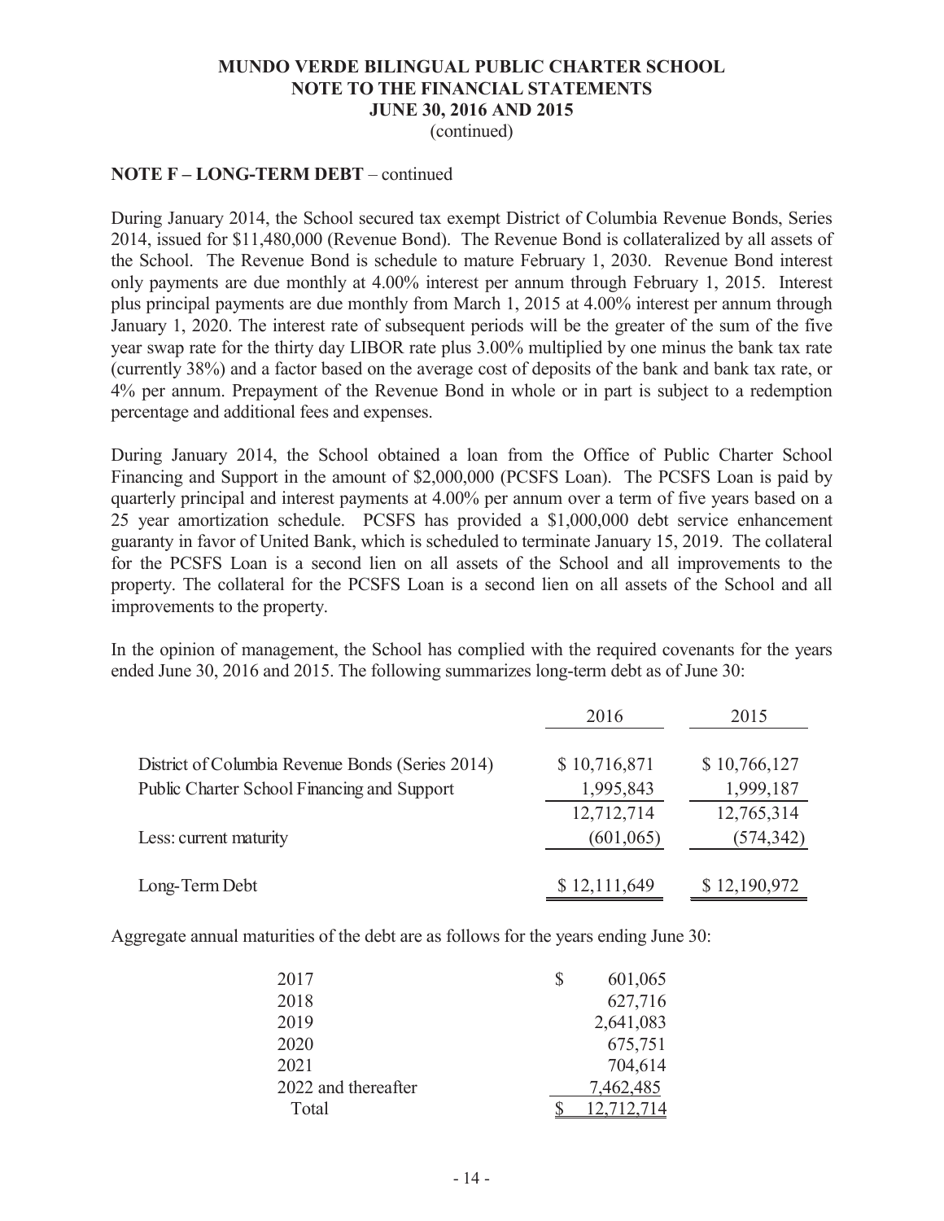# MUNDO VERDE BILINGUAL PUBLIC CHARTER SCHOOL
## NOTE TO THE FINANCIAL STATEMENTS
## JUNE 30, 2016 AND 2015
(continued)

**NOTE F – LONG-TERM DEBT** – continued

During January 2014, the School secured tax exempt District of Columbia Revenue Bonds, Series 2014, issued for $11,480,000 (Revenue Bond). The Revenue Bond is collateralized by all assets of the School. The Revenue Bond is schedule to mature February 1, 2030. Revenue Bond interest only payments are due monthly at 4.00% interest per annum through February 1, 2015. Interest plus principal payments are due monthly from March 1, 2015 at 4.00% interest per annum through January 1, 2020. The interest rate of subsequent periods will be the greater of the sum of the five year swap rate for the thirty day LIBOR rate plus 3.00% multiplied by one minus the bank tax rate (currently 38%) and a factor based on the average cost of deposits of the bank and bank tax rate, or 4% per annum. Prepayment of the Revenue Bond in whole or in part is subject to a redemption percentage and additional fees and expenses.

During January 2014, the School obtained a loan from the Office of Public Charter School Financing and Support in the amount of $2,000,000 (PCSFS Loan). The PCSFS Loan is paid by quarterly principal and interest payments at 4.00% per annum over a term of five years based on a 25 year amortization schedule. PCSFS has provided a $1,000,000 debt service enhancement guaranty in favor of United Bank, which is scheduled to terminate January 15, 2019. The collateral for the PCSFS Loan is a second lien on all assets of the School and all improvements to the property. The collateral for the PCSFS Loan is a second lien on all assets of the School and all improvements to the property.

In the opinion of management, the School has complied with the required covenants for the years ended June 30, 2016 and 2015. The following summarizes long-term debt as of June 30:

| | 2016 | 2015 |
|---|---|---|
| District of Columbia Revenue Bonds (Series 2014) | $ 10,716,871 | $ 10,766,127 |
| Public Charter School Financing and Support | 1,995,843 | 1,999,187 |
| | 12,712,714 | 12,765,314 |
| Less: current maturity | (601,065) | (574,342) |
| Long-Term Debt | $ 12,111,649 | $ 12,190,972 |

Aggregate annual maturities of the debt are as follows for the years ending June 30:

| | |
|---|---|
| 2017 | $ 601,065 |
| 2018 | 627,716 |
| 2019 | 2,641,083 |
| 2020 | 675,751 |
| 2021 | 704,614 |
| 2022 and thereafter | 7,462,485 |
| Total | $ 12,712,714 |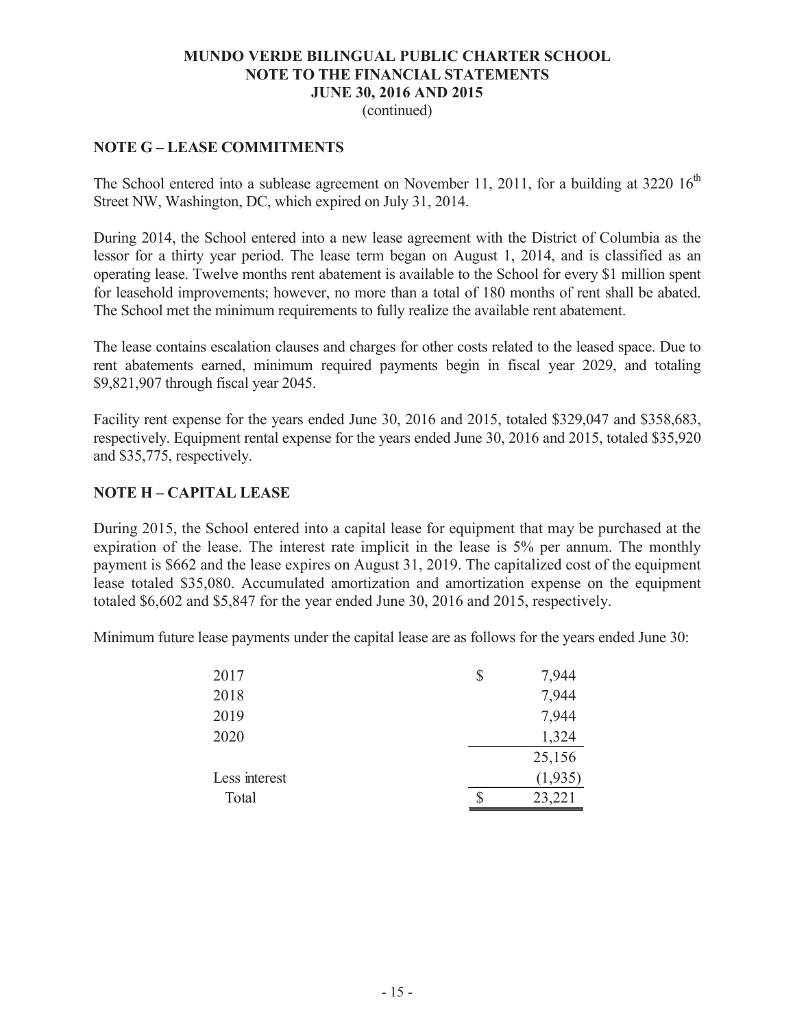# MUNDO VERDE BILINGUAL PUBLIC CHARTER SCHOOL
## NOTE TO THE FINANCIAL STATEMENTS
## JUNE 30, 2016 AND 2015
(continued)

### NOTE G – LEASE COMMITMENTS

The School entered into a sublease agreement on November 11, 2011, for a building at 3220 16th Street NW, Washington, DC, which expired on July 31, 2014.

During 2014, the School entered into a new lease agreement with the District of Columbia as the lessor for a thirty year period. The lease term began on August 1, 2014, and is classified as an operating lease. Twelve months rent abatement is available to the School for every $1 million spent for leasehold improvements; however, no more than a total of 180 months of rent shall be abated. The School met the minimum requirements to fully realize the available rent abatement.

The lease contains escalation clauses and charges for other costs related to the leased space. Due to rent abatements earned, minimum required payments begin in fiscal year 2029, and totaling $9,821,907 through fiscal year 2045.

Facility rent expense for the years ended June 30, 2016 and 2015, totaled $329,047 and $358,683, respectively. Equipment rental expense for the years ended June 30, 2016 and 2015, totaled $35,920 and $35,775, respectively.

### NOTE H – CAPITAL LEASE

During 2015, the School entered into a capital lease for equipment that may be purchased at the expiration of the lease. The interest rate implicit in the lease is 5% per annum. The monthly payment is $662 and the lease expires on August 31, 2019. The capitalized cost of the equipment lease totaled $35,080. Accumulated amortization and amortization expense on the equipment totaled $6,602 and $5,847 for the year ended June 30, 2016 and 2015, respectively.

Minimum future lease payments under the capital lease are as follows for the years ended June 30:

| | |
|---|---|
| 2017 | $ 7,944 |
| 2018 | 7,944 |
| 2019 | 7,944 |
| 2020 | 1,324 |
| | 25,156 |
| Less interest | (1,935) |
| Total | $ 23,221 |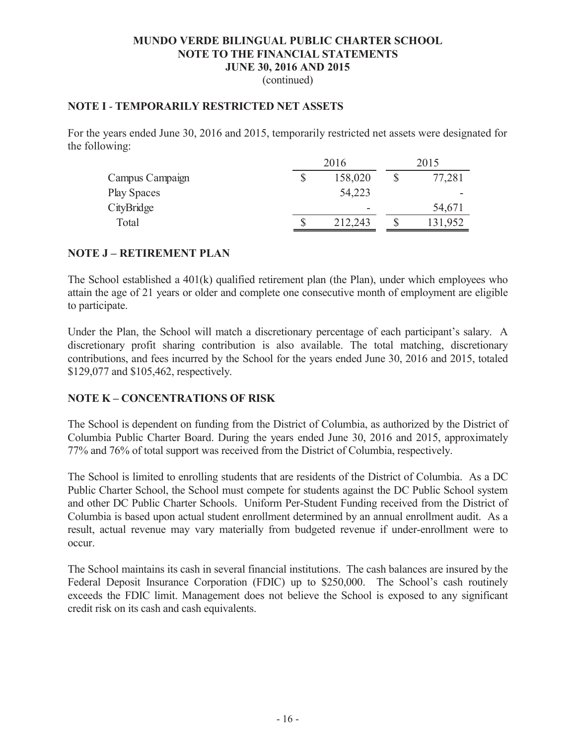# MUNDO VERDE BILINGUAL PUBLIC CHARTER SCHOOL
## NOTE TO THE FINANCIAL STATEMENTS
## JUNE 30, 2016 AND 2015
(continued)

### NOTE I - TEMPORARILY RESTRICTED NET ASSETS

For the years ended June 30, 2016 and 2015, temporarily restricted net assets were designated for the following:

| | 2016 | 2015 |
|---|---|---|
| Campus Campaign | $ 158,020 | $ 77,281 |
| Play Spaces | 54,223 | - |
| CityBridge | - | 54,671 |
| Total | $ 212,243 | $ 131,952 |

### NOTE J – RETIREMENT PLAN

The School established a 401(k) qualified retirement plan (the Plan), under which employees who attain the age of 21 years or older and complete one consecutive month of employment are eligible to participate.

Under the Plan, the School will match a discretionary percentage of each participant's salary. A discretionary profit sharing contribution is also available. The total matching, discretionary contributions, and fees incurred by the School for the years ended June 30, 2016 and 2015, totaled $129,077 and $105,462, respectively.

### NOTE K – CONCENTRATIONS OF RISK

The School is dependent on funding from the District of Columbia, as authorized by the District of Columbia Public Charter Board. During the years ended June 30, 2016 and 2015, approximately 77% and 76% of total support was received from the District of Columbia, respectively.

The School is limited to enrolling students that are residents of the District of Columbia. As a DC Public Charter School, the School must compete for students against the DC Public School system and other DC Public Charter Schools. Uniform Per-Student Funding received from the District of Columbia is based upon actual student enrollment determined by an annual enrollment audit. As a result, actual revenue may vary materially from budgeted revenue if under-enrollment were to occur.

The School maintains its cash in several financial institutions. The cash balances are insured by the Federal Deposit Insurance Corporation (FDIC) up to $250,000. The School's cash routinely exceeds the FDIC limit. Management does not believe the School is exposed to any significant credit risk on its cash and cash equivalents.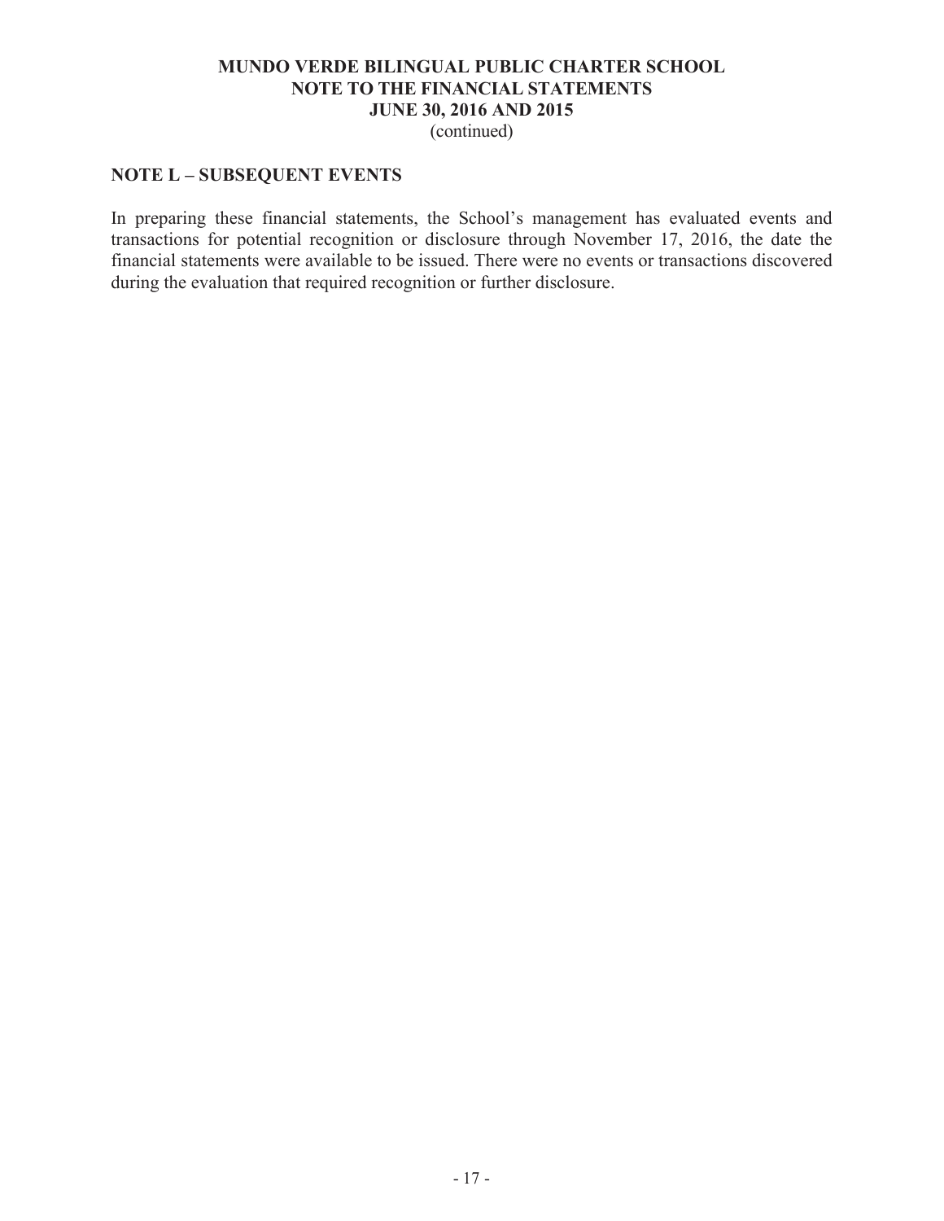# MUNDO VERDE BILINGUAL PUBLIC CHARTER SCHOOL
## NOTE TO THE FINANCIAL STATEMENTS
## JUNE 30, 2016 AND 2015
(continued)

## NOTE L – SUBSEQUENT EVENTS

In preparing these financial statements, the School's management has evaluated events and transactions for potential recognition or disclosure through November 17, 2016, the date the financial statements were available to be issued. There were no events or transactions discovered during the evaluation that required recognition or further disclosure.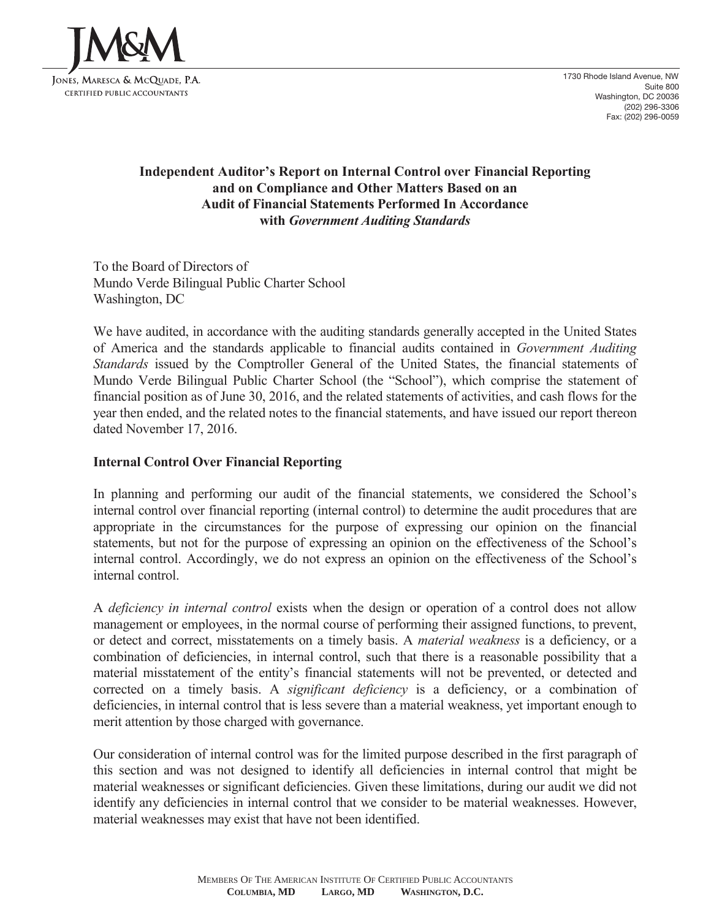JM&M

Jones, Maresca & McQuade, P.A.
Certified Public Accountants

1730 Rhode Island Avenue, NW
Suite 800
Washington, DC 20036
(202) 296-3306
Fax: (202) 296-0059

## Independent Auditor's Report on Internal Control over Financial Reporting and on Compliance and Other Matters Based on an Audit of Financial Statements Performed In Accordance with *Government Auditing Standards*

To the Board of Directors of
Mundo Verde Bilingual Public Charter School
Washington, DC

We have audited, in accordance with the auditing standards generally accepted in the United States of America and the standards applicable to financial audits contained in *Government Auditing Standards* issued by the Comptroller General of the United States, the financial statements of Mundo Verde Bilingual Public Charter School (the "School"), which comprise the statement of financial position as of June 30, 2016, and the related statements of activities, and cash flows for the year then ended, and the related notes to the financial statements, and have issued our report thereon dated November 17, 2016.

### Internal Control Over Financial Reporting

In planning and performing our audit of the financial statements, we considered the School's internal control over financial reporting (internal control) to determine the audit procedures that are appropriate in the circumstances for the purpose of expressing our opinion on the financial statements, but not for the purpose of expressing an opinion on the effectiveness of the School's internal control. Accordingly, we do not express an opinion on the effectiveness of the School's internal control.

A *deficiency in internal control* exists when the design or operation of a control does not allow management or employees, in the normal course of performing their assigned functions, to prevent, or detect and correct, misstatements on a timely basis. A *material weakness* is a deficiency, or a combination of deficiencies, in internal control, such that there is a reasonable possibility that a material misstatement of the entity's financial statements will not be prevented, or detected and corrected on a timely basis. A *significant deficiency* is a deficiency, or a combination of deficiencies, in internal control that is less severe than a material weakness, yet important enough to merit attention by those charged with governance.

Our consideration of internal control was for the limited purpose described in the first paragraph of this section and was not designed to identify all deficiencies in internal control that might be material weaknesses or significant deficiencies. Given these limitations, during our audit we did not identify any deficiencies in internal control that we consider to be material weaknesses. However, material weaknesses may exist that have not been identified.

Members Of The American Institute Of Certified Public Accountants
**Columbia, MD Largo, MD Washington, D.C.**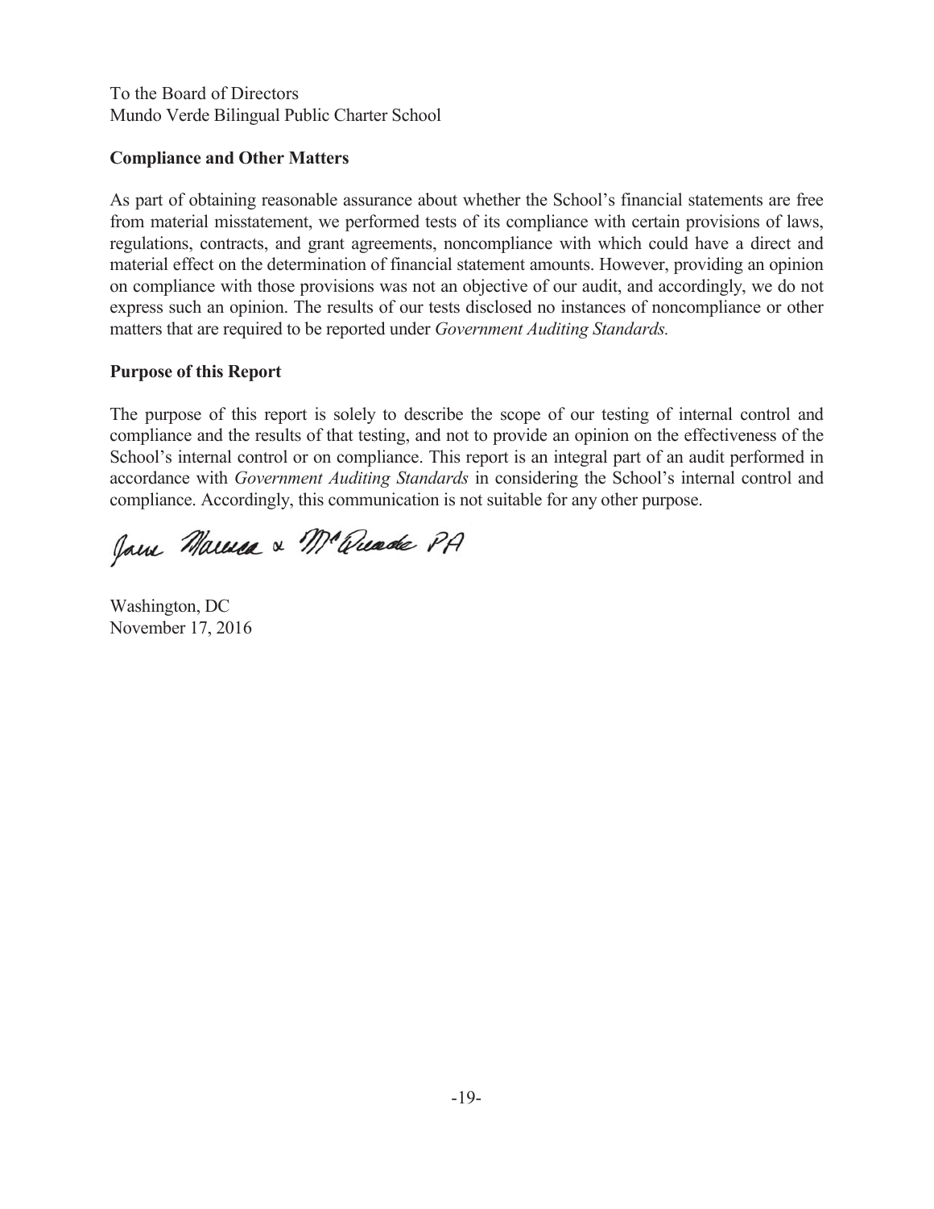To the Board of Directors
Mundo Verde Bilingual Public Charter School

**Compliance and Other Matters**

As part of obtaining reasonable assurance about whether the School's financial statements are free from material misstatement, we performed tests of its compliance with certain provisions of laws, regulations, contracts, and grant agreements, noncompliance with which could have a direct and material effect on the determination of financial statement amounts. However, providing an opinion on compliance with those provisions was not an objective of our audit, and accordingly, we do not express such an opinion. The results of our tests disclosed no instances of noncompliance or other matters that are required to be reported under *Government Auditing Standards.*

**Purpose of this Report**

The purpose of this report is solely to describe the scope of our testing of internal control and compliance and the results of that testing, and not to provide an opinion on the effectiveness of the School's internal control or on compliance. This report is an integral part of an audit performed in accordance with *Government Auditing Standards* in considering the School's internal control and compliance. Accordingly, this communication is not suitable for any other purpose.

Jones Marcus & McQuade PA

Washington, DC
November 17, 2016